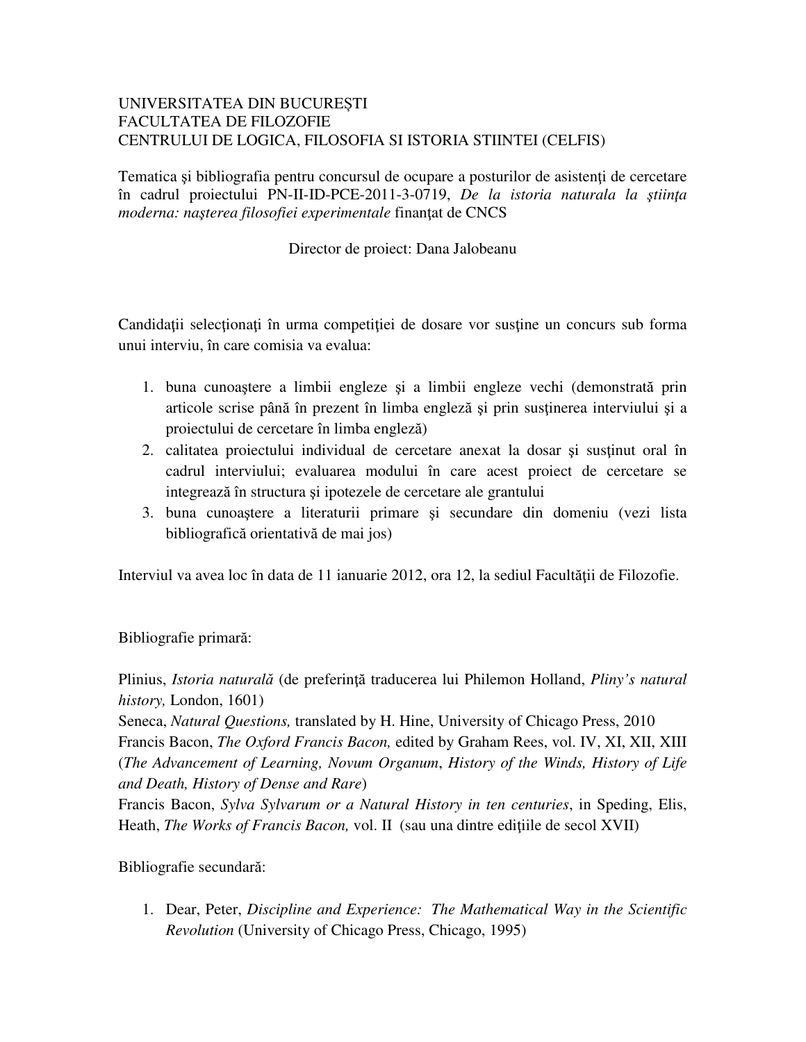UNIVERSITATEA DIN BUCUREȘTI
FACULTATEA DE FILOZOFIE
CENTRULUI DE LOGICA, FILOSOFIA SI ISTORIA STIINTEI (CELFIS)

Tematica şi bibliografia pentru concursul de ocupare a posturilor de asistenţi de cercetare în cadrul proiectului PN-II-ID-PCE-2011-3-0719, *De la istoria naturala la ştiinţa moderna: naşterea filosofiei experimentale* finanţat de CNCS

Director de proiect: Dana Jalobeanu

Candidaţii selecţionaţi în urma competiţiei de dosare vor susţine un concurs sub forma unui interviu, în care comisia va evalua:

1. buna cunoaştere a limbii engleze şi a limbii engleze vechi (demonstrată prin articole scrise până în prezent în limba engleză şi prin susţinerea interviului şi a proiectului de cercetare în limba engleză)
2. calitatea proiectului individual de cercetare anexat la dosar şi susţinut oral în cadrul interviului; evaluarea modului în care acest proiect de cercetare se integrează în structura şi ipotezele de cercetare ale grantului
3. buna cunoaştere a literaturii primare şi secundare din domeniu (vezi lista bibliografică orientativă de mai jos)

Interviul va avea loc în data de 11 ianuarie 2012, ora 12, la sediul Facultăţii de Filozofie.

Bibliografie primară:

Plinius, *Istoria naturală* (de preferinţă traducerea lui Philemon Holland, *Pliny's natural history,* London, 1601)
Seneca, *Natural Questions,* translated by H. Hine, University of Chicago Press, 2010
Francis Bacon, *The Oxford Francis Bacon,* edited by Graham Rees, vol. IV, XI, XII, XIII (*The Advancement of Learning, Novum Organum*, *History of the Winds, History of Life and Death, History of Dense and Rare*)
Francis Bacon, *Sylva Sylvarum or a Natural History in ten centuries*, in Speding, Elis, Heath, *The Works of Francis Bacon,* vol. II (sau una dintre ediţiile de secol XVII)

Bibliografie secundară:

1. Dear, Peter, *Discipline and Experience: The Mathematical Way in the Scientific Revolution* (University of Chicago Press, Chicago, 1995)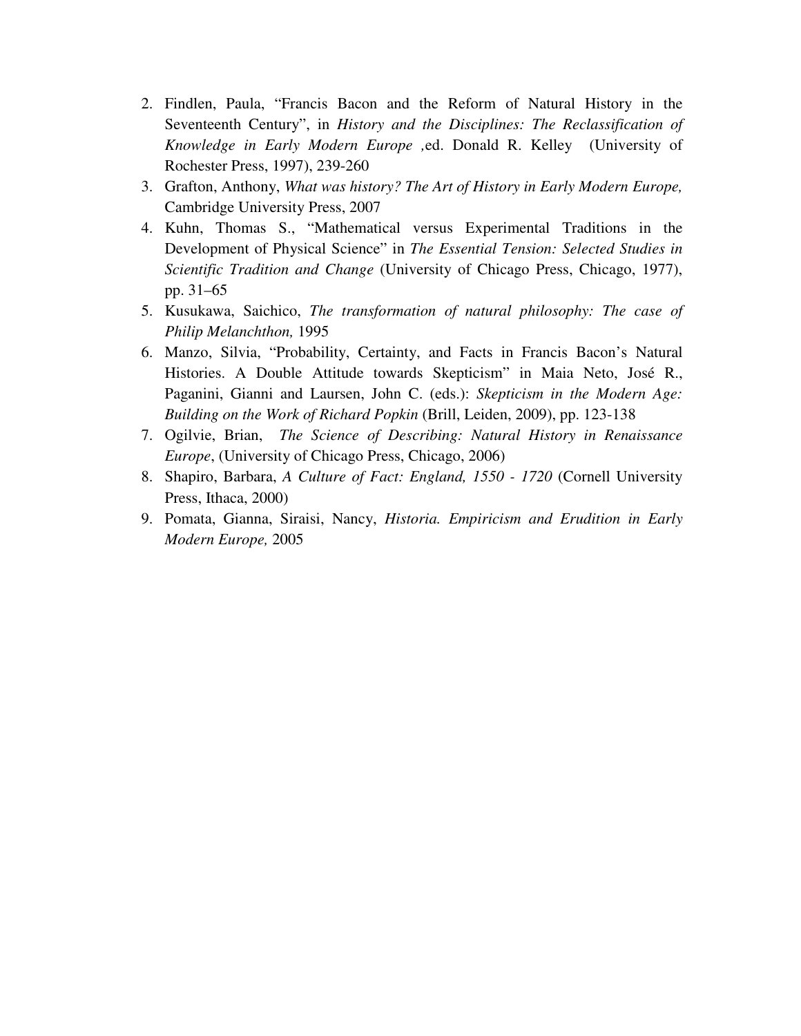2. Findlen, Paula, "Francis Bacon and the Reform of Natural History in the Seventeenth Century", in *History and the Disciplines: The Reclassification of Knowledge in Early Modern Europe ,*ed. Donald R. Kelley (University of Rochester Press, 1997), 239-260
3. Grafton, Anthony, *What was history? The Art of History in Early Modern Europe,* Cambridge University Press, 2007
4. Kuhn, Thomas S., "Mathematical versus Experimental Traditions in the Development of Physical Science" in *The Essential Tension: Selected Studies in Scientific Tradition and Change* (University of Chicago Press, Chicago, 1977), pp. 31–65
5. Kusukawa, Saichico, *The transformation of natural philosophy: The case of Philip Melanchthon,* 1995
6. Manzo, Silvia, "Probability, Certainty, and Facts in Francis Bacon's Natural Histories. A Double Attitude towards Skepticism" in Maia Neto, José R., Paganini, Gianni and Laursen, John C. (eds.): *Skepticism in the Modern Age: Building on the Work of Richard Popkin* (Brill, Leiden, 2009), pp. 123-138
7. Ogilvie, Brian, *The Science of Describing: Natural History in Renaissance Europe*, (University of Chicago Press, Chicago, 2006)
8. Shapiro, Barbara, *A Culture of Fact: England, 1550 - 1720* (Cornell University Press, Ithaca, 2000)
9. Pomata, Gianna, Siraisi, Nancy, *Historia. Empiricism and Erudition in Early Modern Europe,* 2005